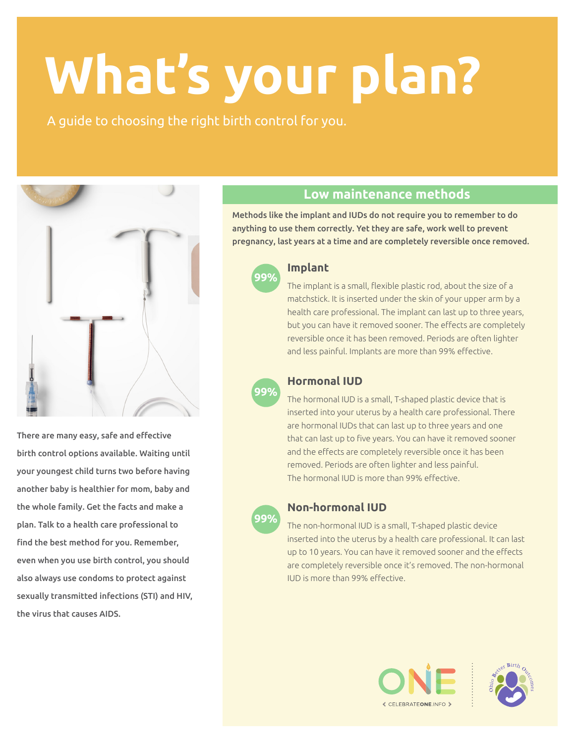# What's your plan?

A guide to choosing the right birth control for you.

**There are many easy, safe and effective birth control options available. Waiting until your youngest child turns two before having another baby is healthier for mom, baby and the whole family. Get the facts and make a plan. Talk to a health care professional to find the best method for you. Remember, even when you use birth control, you should also always use condoms to protect against sexually transmitted infections (STI) and HIV, the virus that causes AIDS.**

## Low maintenance methods

**Methods like the implant and IUDs do not require you to remember to do anything to use them correctly. Yet they are safe, work well to prevent pregnancy, last years at a time and are completely reversible once removed.**

### Implant

**99%**

The implant is a small, flexible plastic rod, about the size of a matchstick. It is inserted under the skin of your upper arm by a health care professional. The implant can last up to three years, but you can have it removed sooner. The effects are completely reversible once it has been removed. Periods are often lighter and less painful. Implants are more than 99% effective.

### Hormonal IUD

**99%**

The hormonal IUD is a small, T-shaped plastic device that is inserted into your uterus by a health care professional. There are hormonal IUDs that can last up to three years and one that can last up to five years. You can have it removed sooner and the effects are completely reversible once it has been removed. Periods are often lighter and less painful. The hormonal IUD is more than 99% effective.

### Non-hormonal IUD

**99%**

The non-hormonal IUD is a small, T-shaped plastic device inserted into the uterus by a health care professional. It can last up to 10 years. You can have it removed sooner and the effects are completely reversible once it's removed. The non-hormonal IUD is more than 99% effective.

CELEBRATEONE.INFO

Ohio Better Birth Outcomes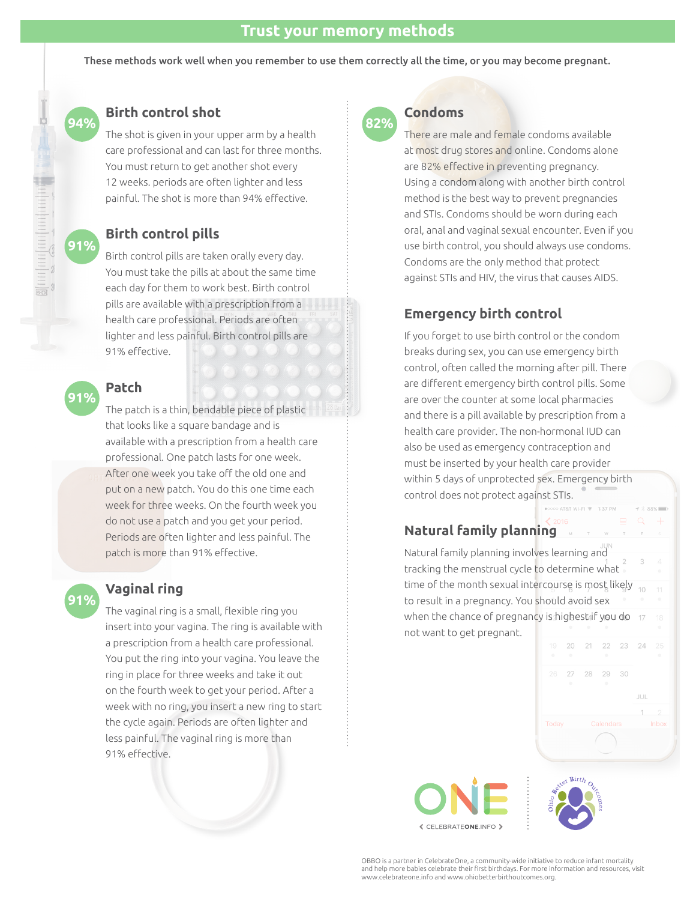## Trust your memory methods

These methods work well when you remember to use them correctly all the time, or you may become pregnant.

### 94% Birth control shot

The shot is given in your upper arm by a health care professional and can last for three months. You must return to get another shot every 12 weeks. periods are often lighter and less painful. The shot is more than 94% effective.

### 91% Birth control pills

Birth control pills are taken orally every day. You must take the pills at about the same time each day for them to work best. Birth control pills are available with a prescription from a health care professional. Periods are often lighter and less painful. Birth control pills are 91% effective.

### 91% Patch

The patch is a thin, bendable piece of plastic that looks like a square bandage and is available with a prescription from a health care professional. One patch lasts for one week. After one week you take off the old one and put on a new patch. You do this one time each week for three weeks. On the fourth week you do not use a patch and you get your period. Periods are often lighter and less painful. The patch is more than 91% effective.

### 91% Vaginal ring

The vaginal ring is a small, flexible ring you insert into your vagina. The ring is available with a prescription from a health care professional. You put the ring into your vagina. You leave the ring in place for three weeks and take it out on the fourth week to get your period. After a week with no ring, you insert a new ring to start the cycle again. Periods are often lighter and less painful. The vaginal ring is more than 91% effective.

### 82% Condoms

There are male and female condoms available at most drug stores and online. Condoms alone are 82% effective in preventing pregnancy. Using a condom along with another birth control method is the best way to prevent pregnancies and STIs. Condoms should be worn during each oral, anal and vaginal sexual encounter. Even if you use birth control, you should always use condoms. Condoms are the only method that protect against STIs and HIV, the virus that causes AIDS.

### Emergency birth control

If you forget to use birth control or the condom breaks during sex, you can use emergency birth control, often called the morning after pill. There are different emergency birth control pills. Some are over the counter at some local pharmacies and there is a pill available by prescription from a health care provider. The non-hormonal IUD can also be used as emergency contraception and must be inserted by your health care provider within 5 days of unprotected sex. Emergency birth control does not protect against STIs.

### Natural family planning

Natural family planning involves learning and tracking the menstrual cycle to determine what time of the month sexual intercourse is most likely to result in a pregnancy. You should avoid sex when the chance of pregnancy is highest if you do not want to get pregnant.

ONE
CELEBRATEONE.INFO

Ohio Better Birth Outcomes

OBBO is a partner in CelebrateOne, a community-wide initiative to reduce infant mortality and help more babies celebrate their first birthdays. For more information and resources, visit www.celebrateone.info and www.ohiobetterbirthoutcomes.org.